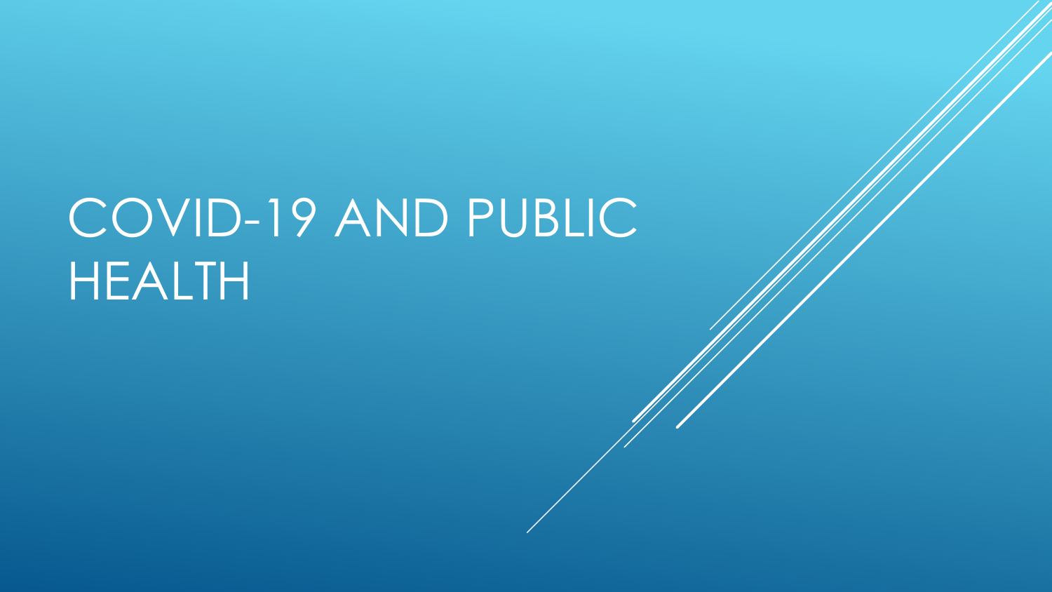# COVID-19 AND PUBLIC HEALTH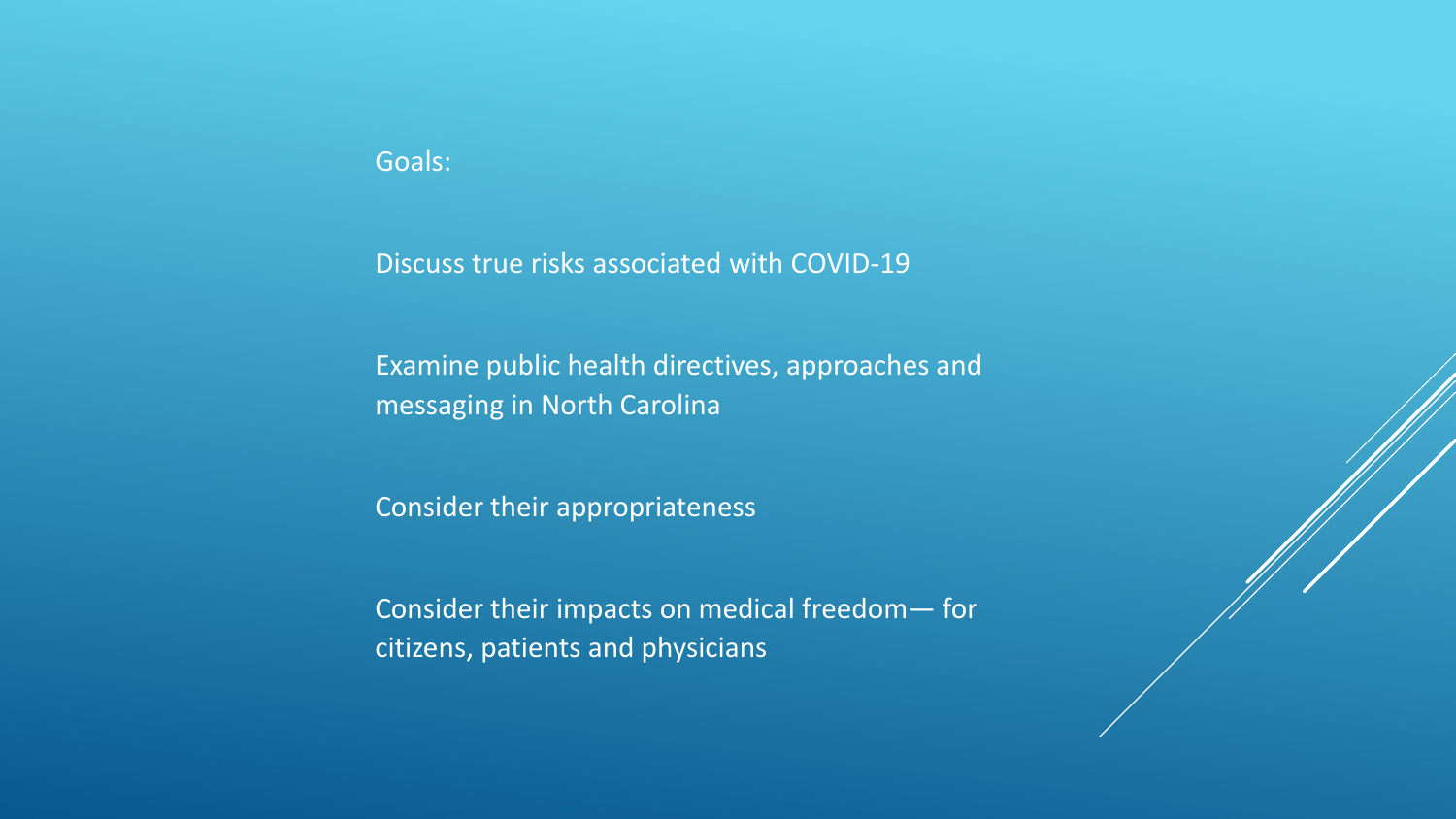Goals:

Discuss true risks associated with COVID-19

Examine public health directives, approaches and messaging in North Carolina

Consider their appropriateness

Consider their impacts on medical freedom— for citizens, patients and physicians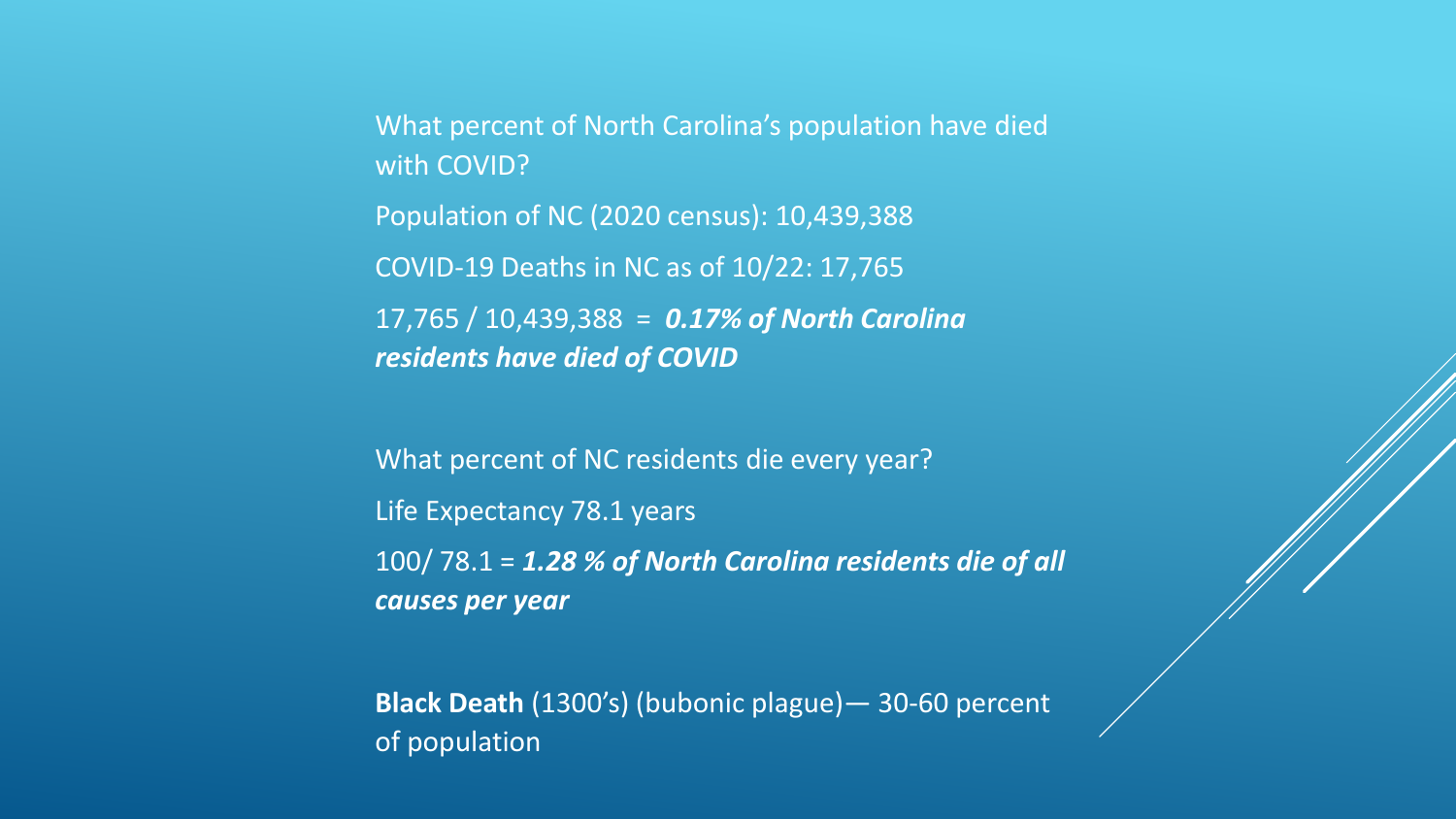What percent of North Carolina's population have died with COVID?

Population of NC (2020 census): 10,439,388

COVID-19 Deaths in NC as of 10/22: 17,765

17,765 / 10,439,388 = ***0.17% of North Carolina residents have died of COVID***

What percent of NC residents die every year?

Life Expectancy 78.1 years

100/ 78.1 = ***1.28 % of North Carolina residents die of all causes per year***

**Black Death** (1300's) (bubonic plague)— 30-60 percent of population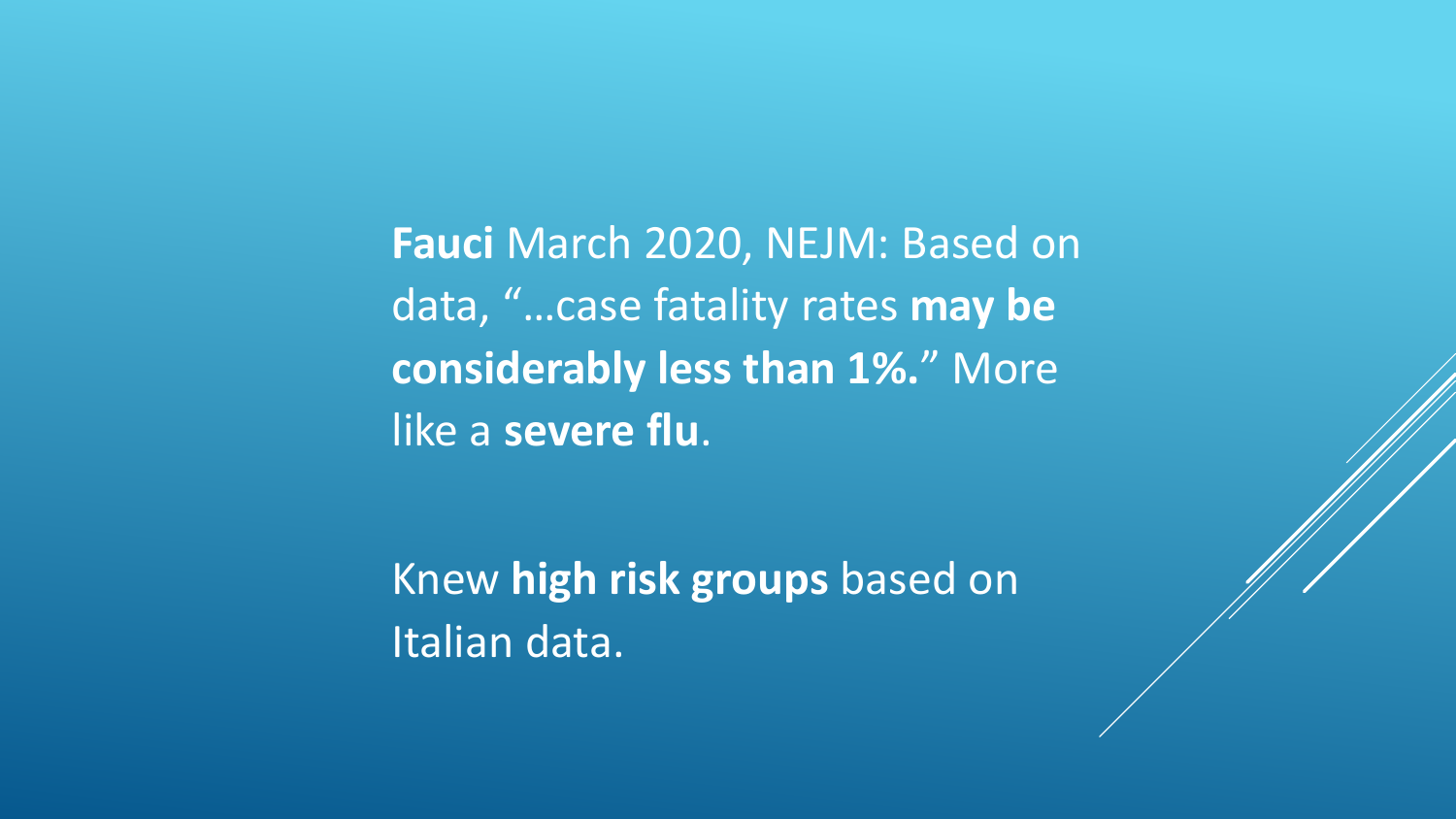**Fauci** March 2020, NEJM: Based on data, "…case fatality rates **may be considerably less than 1%.**" More like a **severe flu**.

Knew **high risk groups** based on Italian data.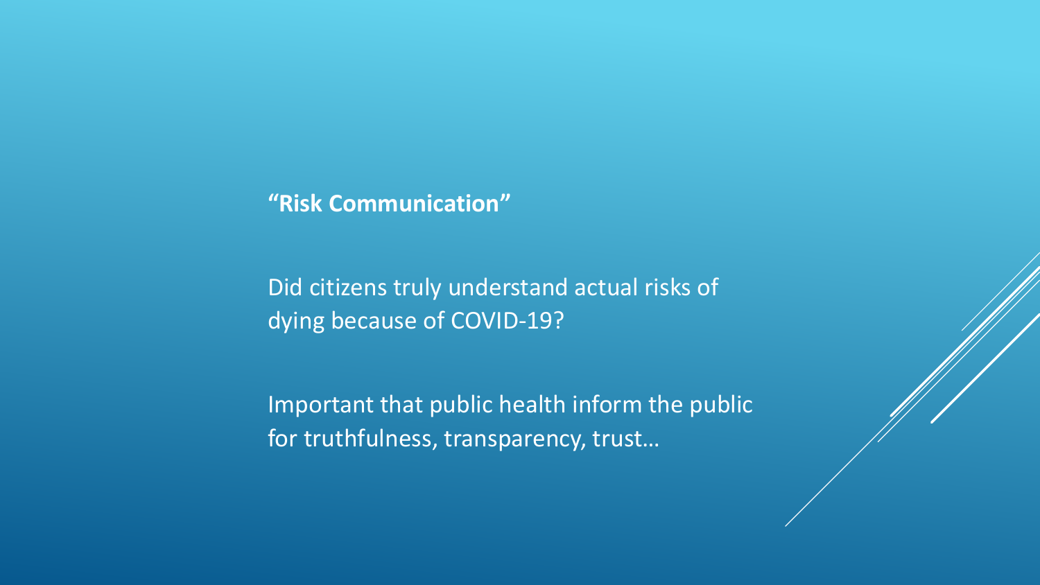**“Risk Communication”**

Did citizens truly understand actual risks of dying because of COVID-19?

Important that public health inform the public for truthfulness, transparency, trust…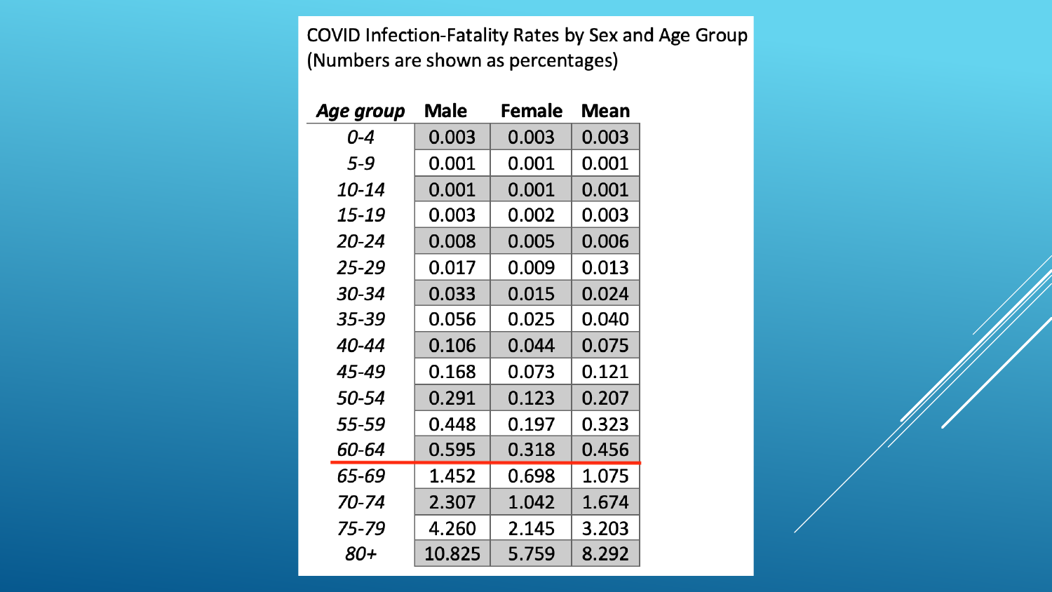COVID Infection-Fatality Rates by Sex and Age Group
(Numbers are shown as percentages)

| *Age group* | Male | Female | Mean |
|---|---|---|---|
| *0-4* | 0.003 | 0.003 | 0.003 |
| *5-9* | 0.001 | 0.001 | 0.001 |
| *10-14* | 0.001 | 0.001 | 0.001 |
| *15-19* | 0.003 | 0.002 | 0.003 |
| *20-24* | 0.008 | 0.005 | 0.006 |
| *25-29* | 0.017 | 0.009 | 0.013 |
| *30-34* | 0.033 | 0.015 | 0.024 |
| *35-39* | 0.056 | 0.025 | 0.040 |
| *40-44* | 0.106 | 0.044 | 0.075 |
| *45-49* | 0.168 | 0.073 | 0.121 |
| *50-54* | 0.291 | 0.123 | 0.207 |
| *55-59* | 0.448 | 0.197 | 0.323 |
| *60-64* | 0.595 | 0.318 | 0.456 |
| *65-69* | 1.452 | 0.698 | 1.075 |
| *70-74* | 2.307 | 1.042 | 1.674 |
| *75-79* | 4.260 | 2.145 | 3.203 |
| *80+* | 10.825 | 5.759 | 8.292 |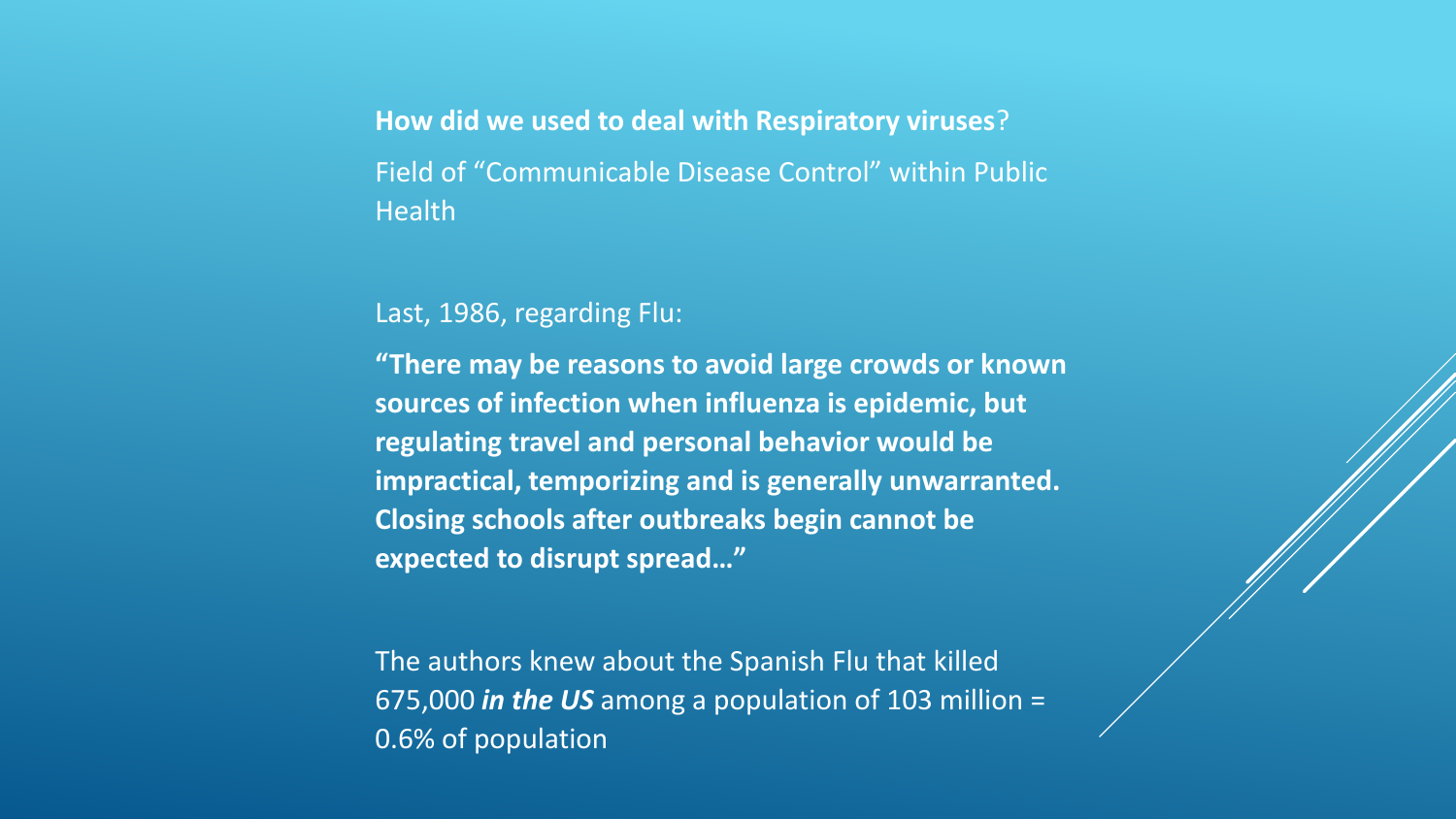**How did we used to deal with Respiratory viruses**?

Field of "Communicable Disease Control" within Public Health

Last, 1986, regarding Flu:

**"There may be reasons to avoid large crowds or known sources of infection when influenza is epidemic, but regulating travel and personal behavior would be impractical, temporizing and is generally unwarranted. Closing schools after outbreaks begin cannot be expected to disrupt spread…"**

The authors knew about the Spanish Flu that killed 675,000 ***in the US*** among a population of 103 million = 0.6% of population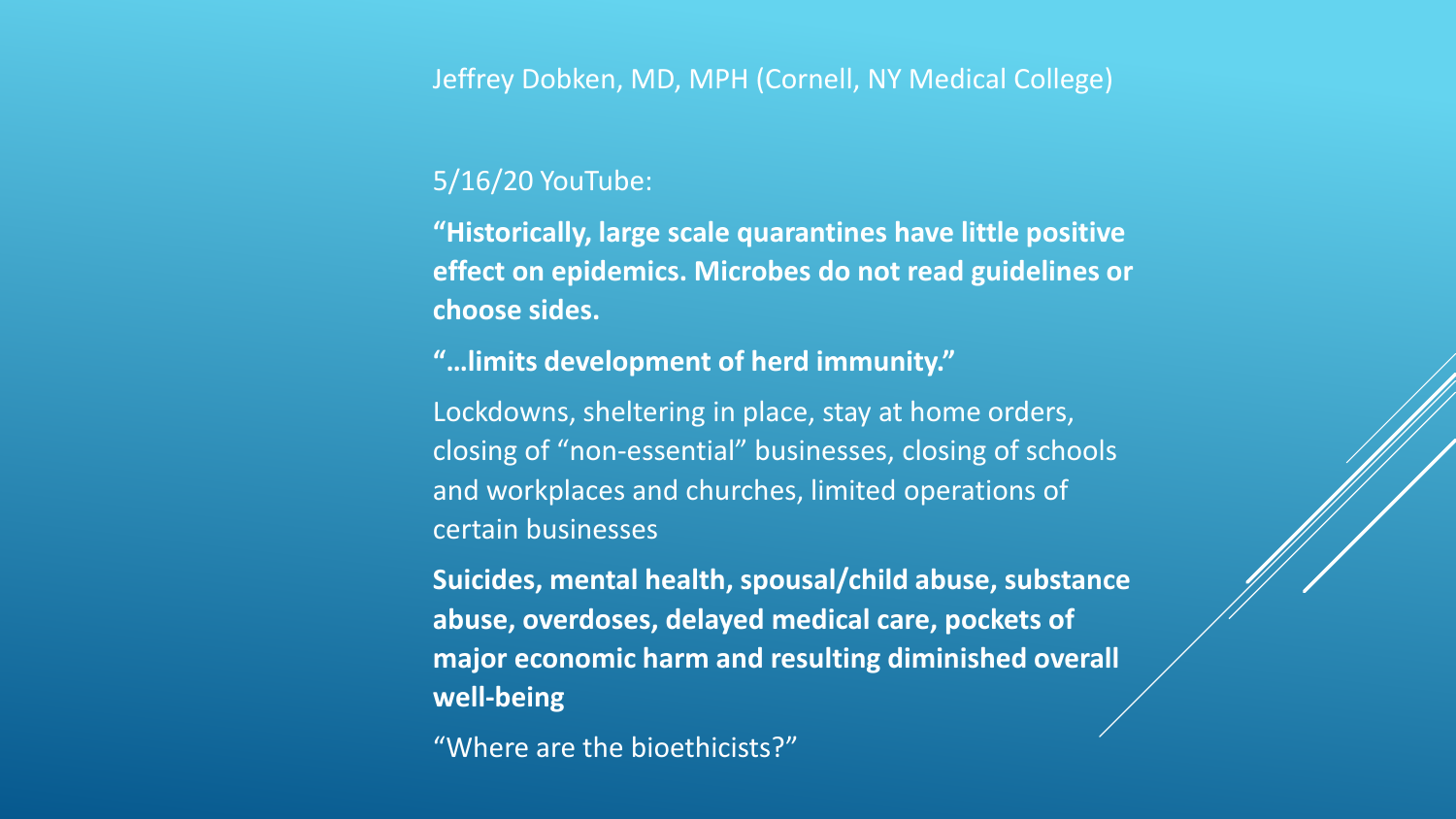Jeffrey Dobken, MD, MPH (Cornell, NY Medical College)

5/16/20 YouTube:

**"Historically, large scale quarantines have little positive effect on epidemics. Microbes do not read guidelines or choose sides.**

**"…limits development of herd immunity."**

Lockdowns, sheltering in place, stay at home orders, closing of "non-essential" businesses, closing of schools and workplaces and churches, limited operations of certain businesses

**Suicides, mental health, spousal/child abuse, substance abuse, overdoses, delayed medical care, pockets of major economic harm and resulting diminished overall well-being**

"Where are the bioethicists?"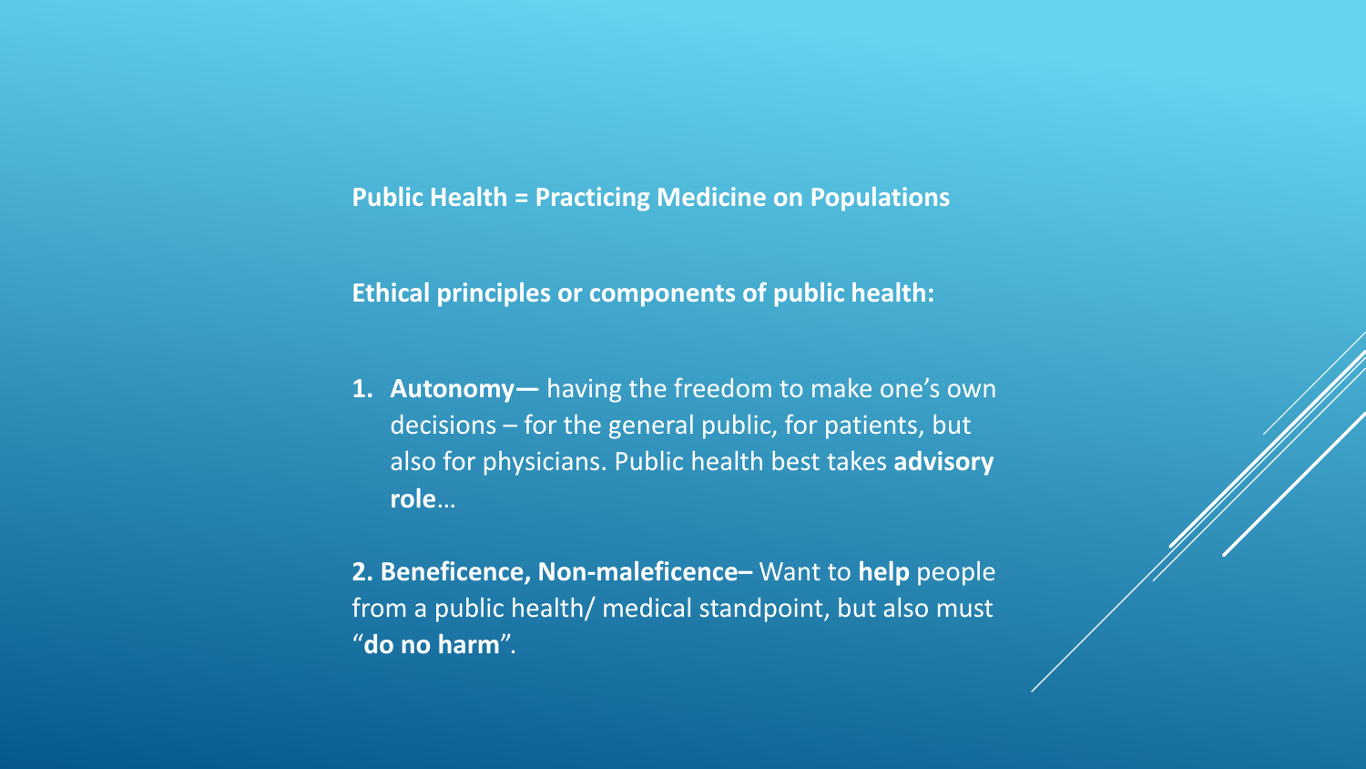**Public Health = Practicing Medicine on Populations**

**Ethical principles or components of public health:**

1. **Autonomy—** having the freedom to make one's own decisions – for the general public, for patients, but also for physicians. Public health best takes **advisory role**…

**2. Beneficence, Non-maleficence–** Want to **help** people from a public health/ medical standpoint, but also must "**do no harm**".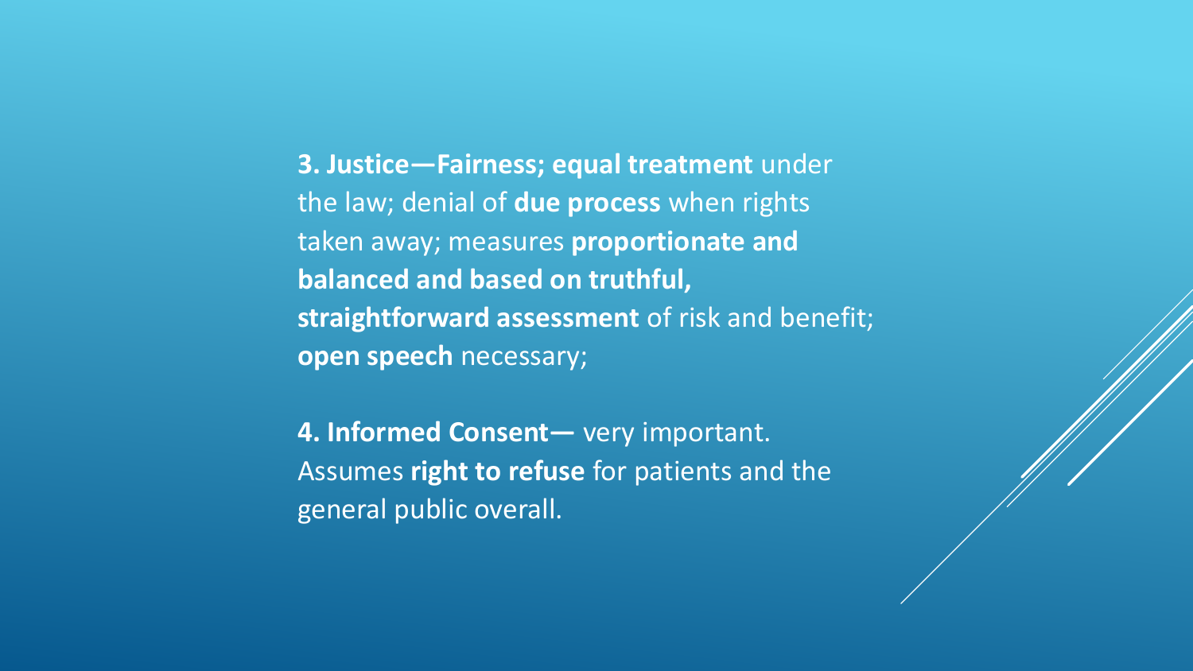**3. Justice—Fairness; equal treatment** under the law; denial of **due process** when rights taken away; measures **proportionate and balanced and based on truthful, straightforward assessment** of risk and benefit; **open speech** necessary;

**4. Informed Consent—** very important. Assumes **right to refuse** for patients and the general public overall.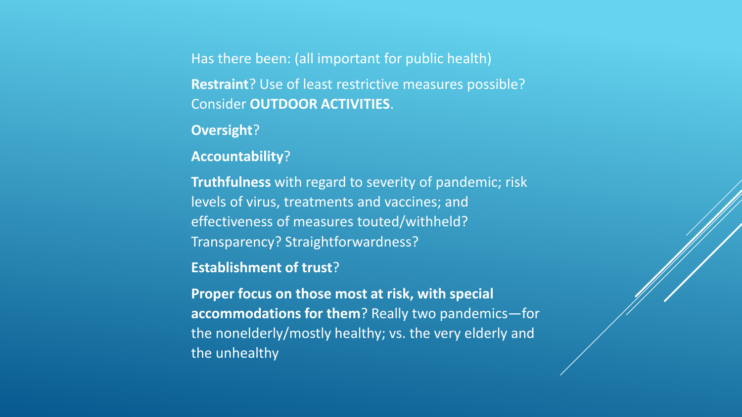Has there been: (all important for public health)

**Restraint**? Use of least restrictive measures possible? Consider **OUTDOOR ACTIVITIES**.

**Oversight**?

**Accountability**?

**Truthfulness** with regard to severity of pandemic; risk levels of virus, treatments and vaccines; and effectiveness of measures touted/withheld? Transparency? Straightforwardness?

**Establishment of trust**?

**Proper focus on those most at risk, with special accommodations for them**? Really two pandemics—for the nonelderly/mostly healthy; vs. the very elderly and the unhealthy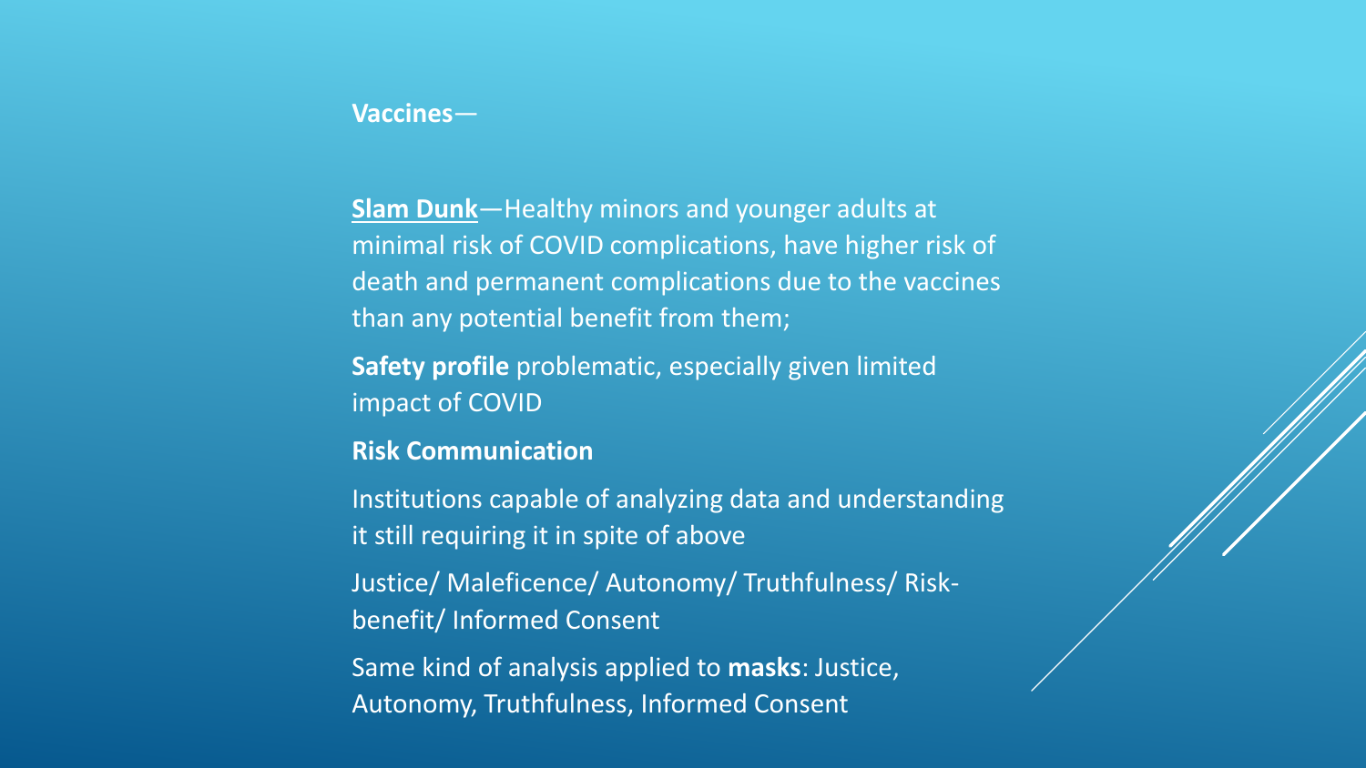**Vaccines**—

**Slam Dunk**—Healthy minors and younger adults at minimal risk of COVID complications, have higher risk of death and permanent complications due to the vaccines than any potential benefit from them;

**Safety profile** problematic, especially given limited impact of COVID

**Risk Communication**

Institutions capable of analyzing data and understanding it still requiring it in spite of above

Justice/ Maleficence/ Autonomy/ Truthfulness/ Risk-benefit/ Informed Consent

Same kind of analysis applied to **masks**: Justice, Autonomy, Truthfulness, Informed Consent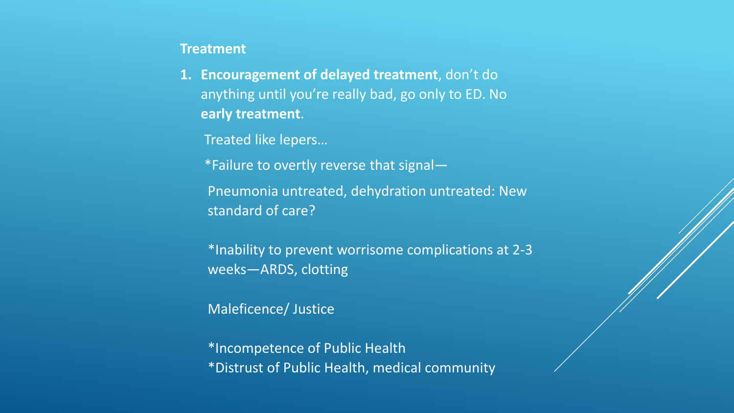**Treatment**

1. **Encouragement of delayed treatment**, don't do anything until you're really bad, go only to ED. No **early treatment**.

   Treated like lepers…

   *Failure to overtly reverse that signal—

   Pneumonia untreated, dehydration untreated: New standard of care?

   *Inability to prevent worrisome complications at 2-3 weeks—ARDS, clotting

   Maleficence/ Justice

   *Incompetence of Public Health
   *Distrust of Public Health, medical community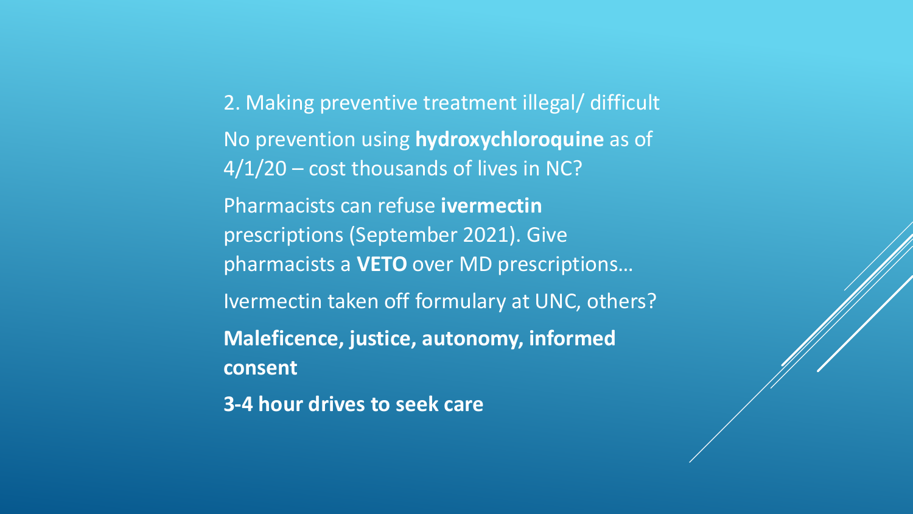2. Making preventive treatment illegal/ difficult

No prevention using **hydroxychloroquine** as of 4/1/20 – cost thousands of lives in NC?

Pharmacists can refuse **ivermectin** prescriptions (September 2021). Give pharmacists a **VETO** over MD prescriptions…

Ivermectin taken off formulary at UNC, others?

**Maleficence, justice, autonomy, informed consent**

**3-4 hour drives to seek care**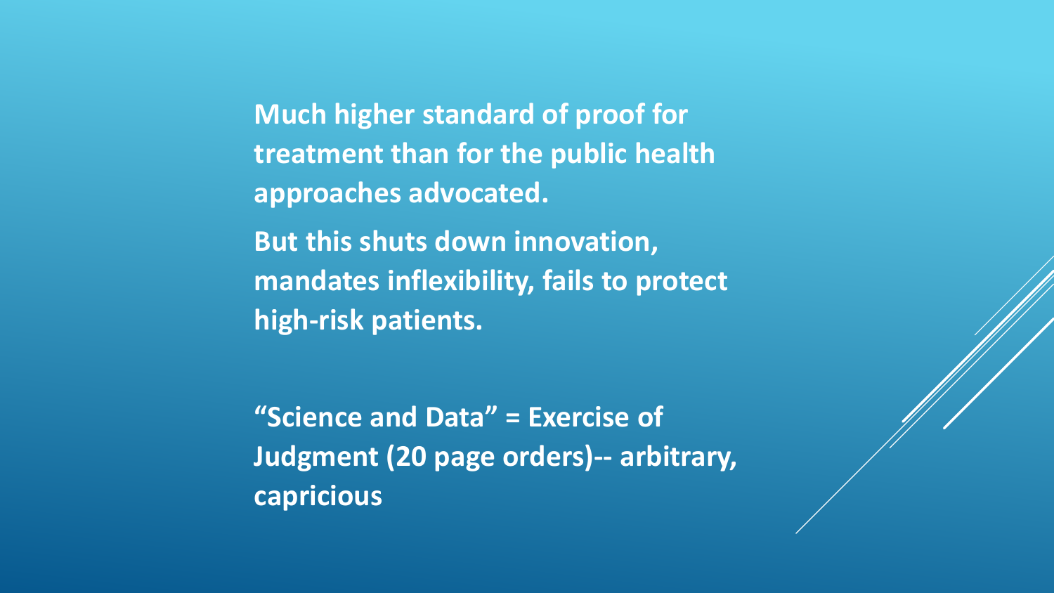**Much higher standard of proof for treatment than for the public health approaches advocated.**

**But this shuts down innovation, mandates inflexibility, fails to protect high-risk patients.**

**"Science and Data" = Exercise of Judgment (20 page orders)-- arbitrary, capricious**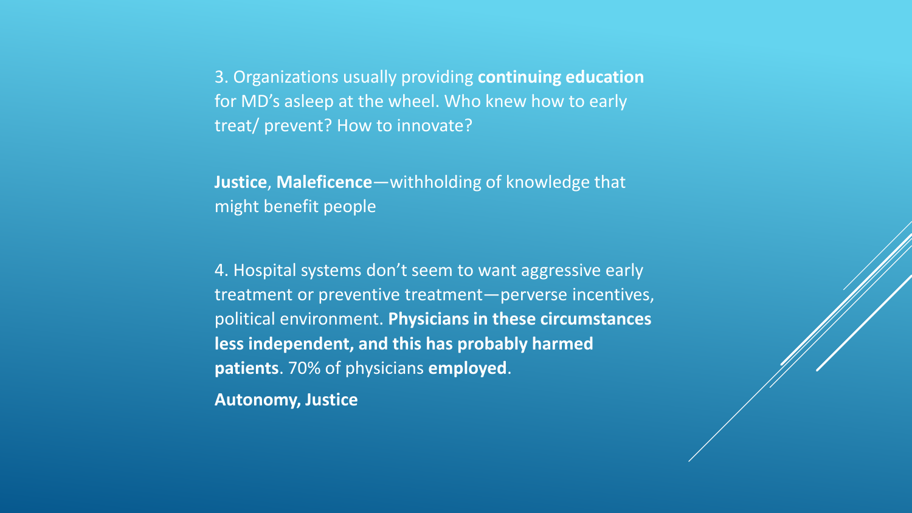3. Organizations usually providing **continuing education** for MD's asleep at the wheel. Who knew how to early treat/ prevent? How to innovate?

**Justice**, **Maleficence**—withholding of knowledge that might benefit people

4. Hospital systems don't seem to want aggressive early treatment or preventive treatment—perverse incentives, political environment. **Physicians in these circumstances less independent, and this has probably harmed patients**. 70% of physicians **employed**.

**Autonomy, Justice**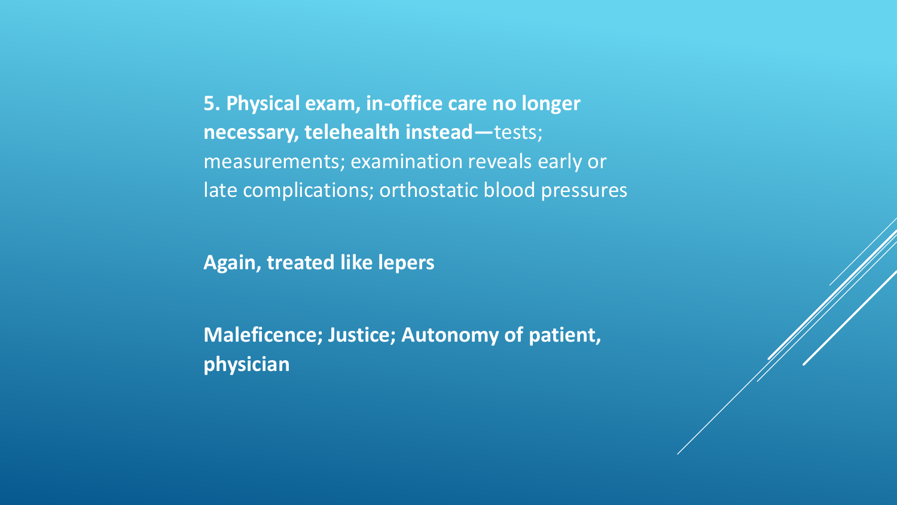**5. Physical exam, in-office care no longer necessary, telehealth instead—**tests; measurements; examination reveals early or late complications; orthostatic blood pressures

**Again, treated like lepers**

**Maleficence; Justice; Autonomy of patient, physician**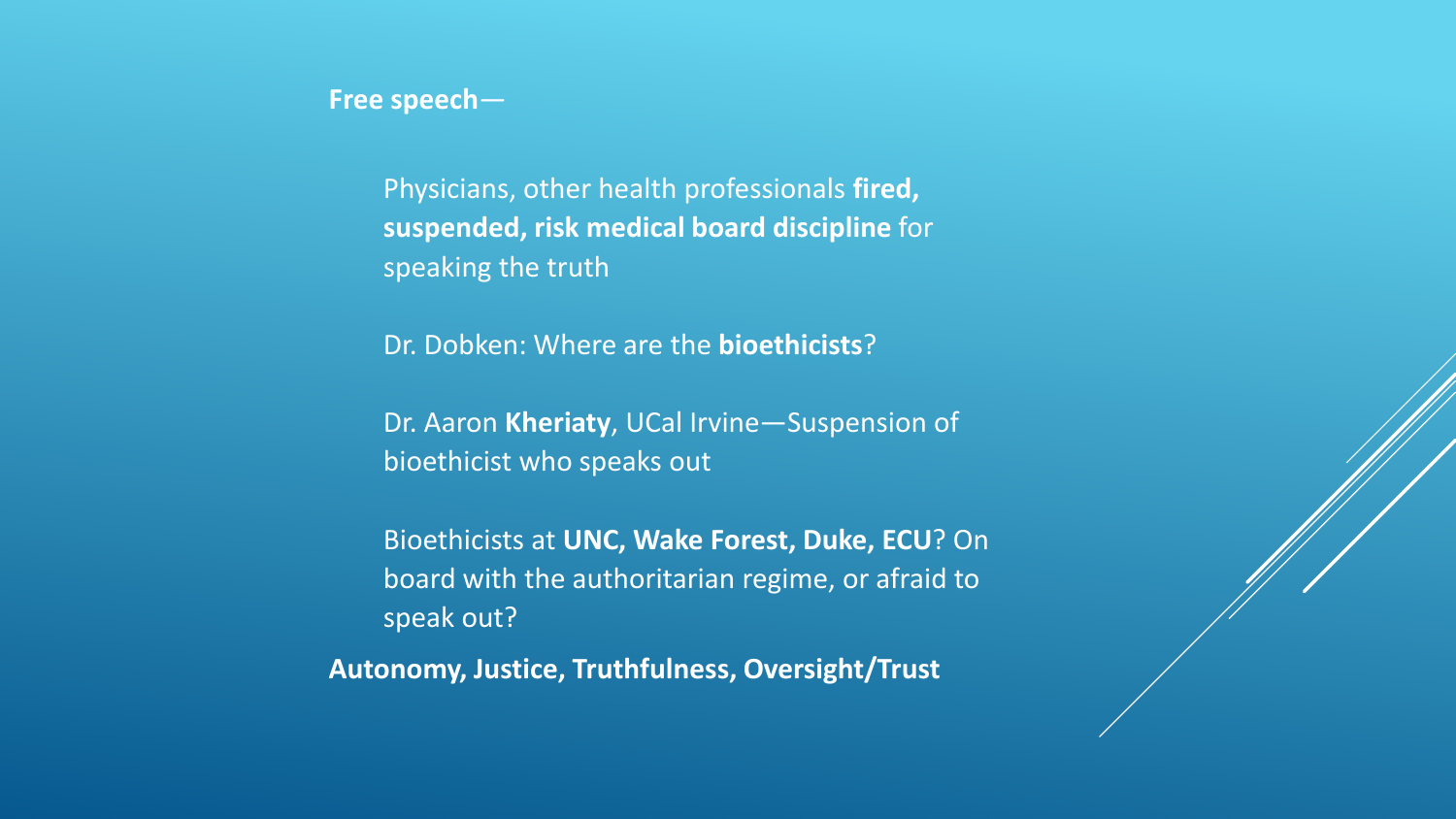**Free speech**—

Physicians, other health professionals **fired, suspended, risk medical board discipline** for speaking the truth

Dr. Dobken: Where are the **bioethicists**?

Dr. Aaron **Kheriaty**, UCal Irvine—Suspension of bioethicist who speaks out

Bioethicists at **UNC, Wake Forest, Duke, ECU**? On board with the authoritarian regime, or afraid to speak out?

**Autonomy, Justice, Truthfulness, Oversight/Trust**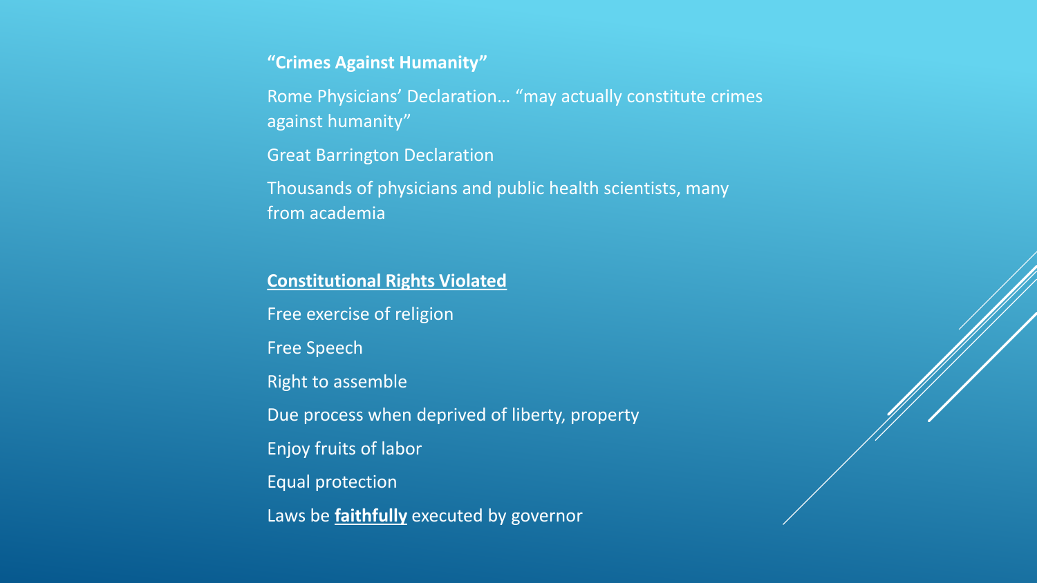**"Crimes Against Humanity"**

Rome Physicians' Declaration… "may actually constitute crimes against humanity"

Great Barrington Declaration

Thousands of physicians and public health scientists, many from academia

**Constitutional Rights Violated**

Free exercise of religion

Free Speech

Right to assemble

Due process when deprived of liberty, property

Enjoy fruits of labor

Equal protection

Laws be **faithfully** executed by governor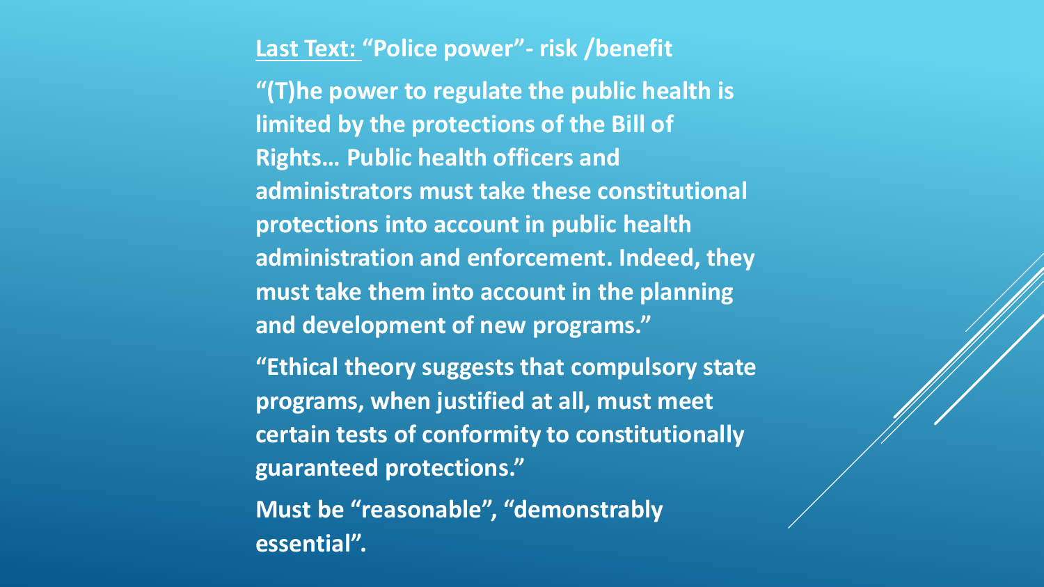**<u>Last Text:</u> "Police power"- risk /benefit**

**"(T)he power to regulate the public health is limited by the protections of the Bill of Rights… Public health officers and administrators must take these constitutional protections into account in public health administration and enforcement. Indeed, they must take them into account in the planning and development of new programs."**

**"Ethical theory suggests that compulsory state programs, when justified at all, must meet certain tests of conformity to constitutionally guaranteed protections."**

**Must be "reasonable", "demonstrably essential".**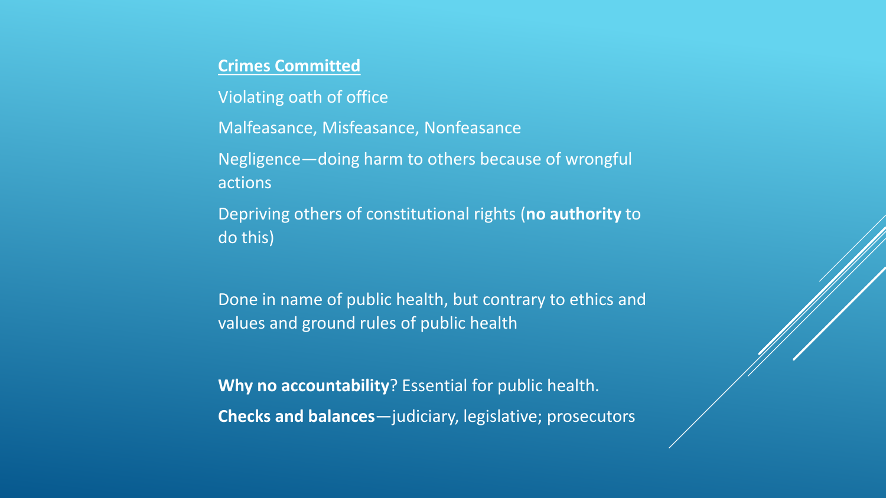## Crimes Committed

Violating oath of office

Malfeasance, Misfeasance, Nonfeasance

Negligence—doing harm to others because of wrongful actions

Depriving others of constitutional rights (**no authority** to do this)

Done in name of public health, but contrary to ethics and values and ground rules of public health

**Why no accountability**? Essential for public health.

**Checks and balances**—judiciary, legislative; prosecutors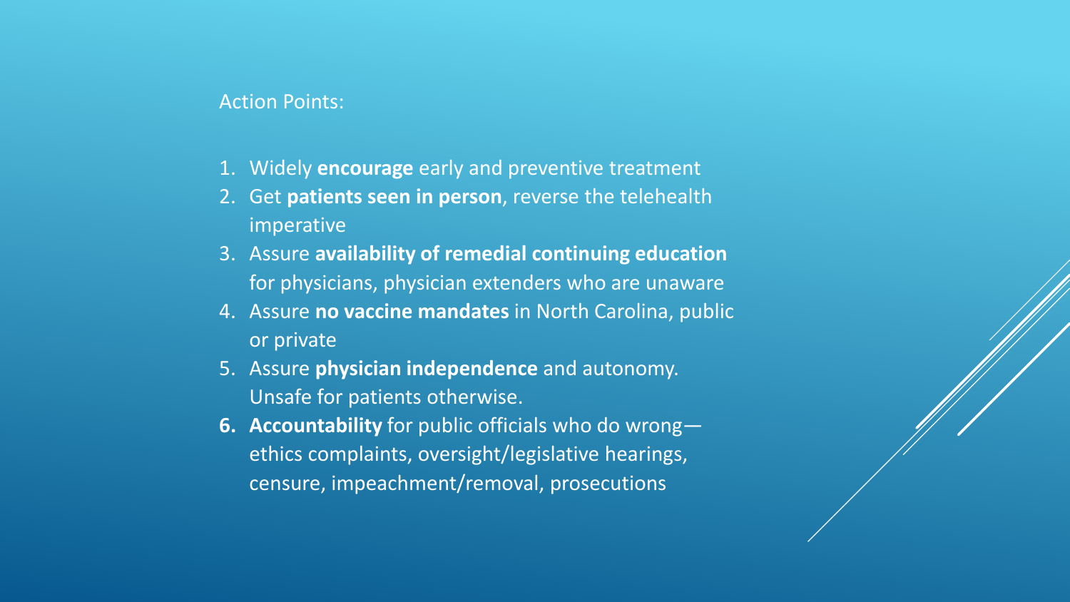Action Points:

1. Widely **encourage** early and preventive treatment
2. Get **patients seen in person**, reverse the telehealth imperative
3. Assure **availability of remedial continuing education** for physicians, physician extenders who are unaware
4. Assure **no vaccine mandates** in North Carolina, public or private
5. Assure **physician independence** and autonomy. Unsafe for patients otherwise.
6. **Accountability** for public officials who do wrong—ethics complaints, oversight/legislative hearings, censure, impeachment/removal, prosecutions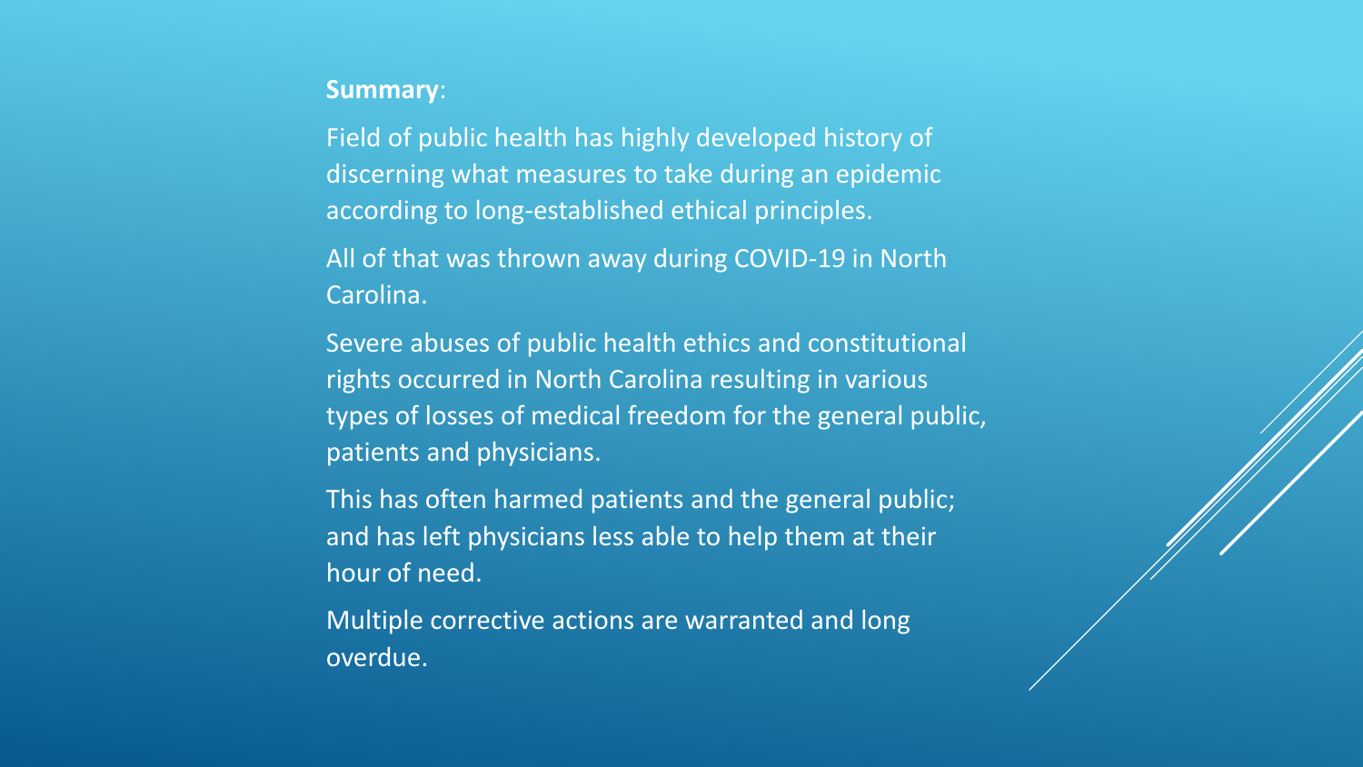**Summary**:

Field of public health has highly developed history of discerning what measures to take during an epidemic according to long-established ethical principles.

All of that was thrown away during COVID-19 in North Carolina.

Severe abuses of public health ethics and constitutional rights occurred in North Carolina resulting in various types of losses of medical freedom for the general public, patients and physicians.

This has often harmed patients and the general public; and has left physicians less able to help them at their hour of need.

Multiple corrective actions are warranted and long overdue.